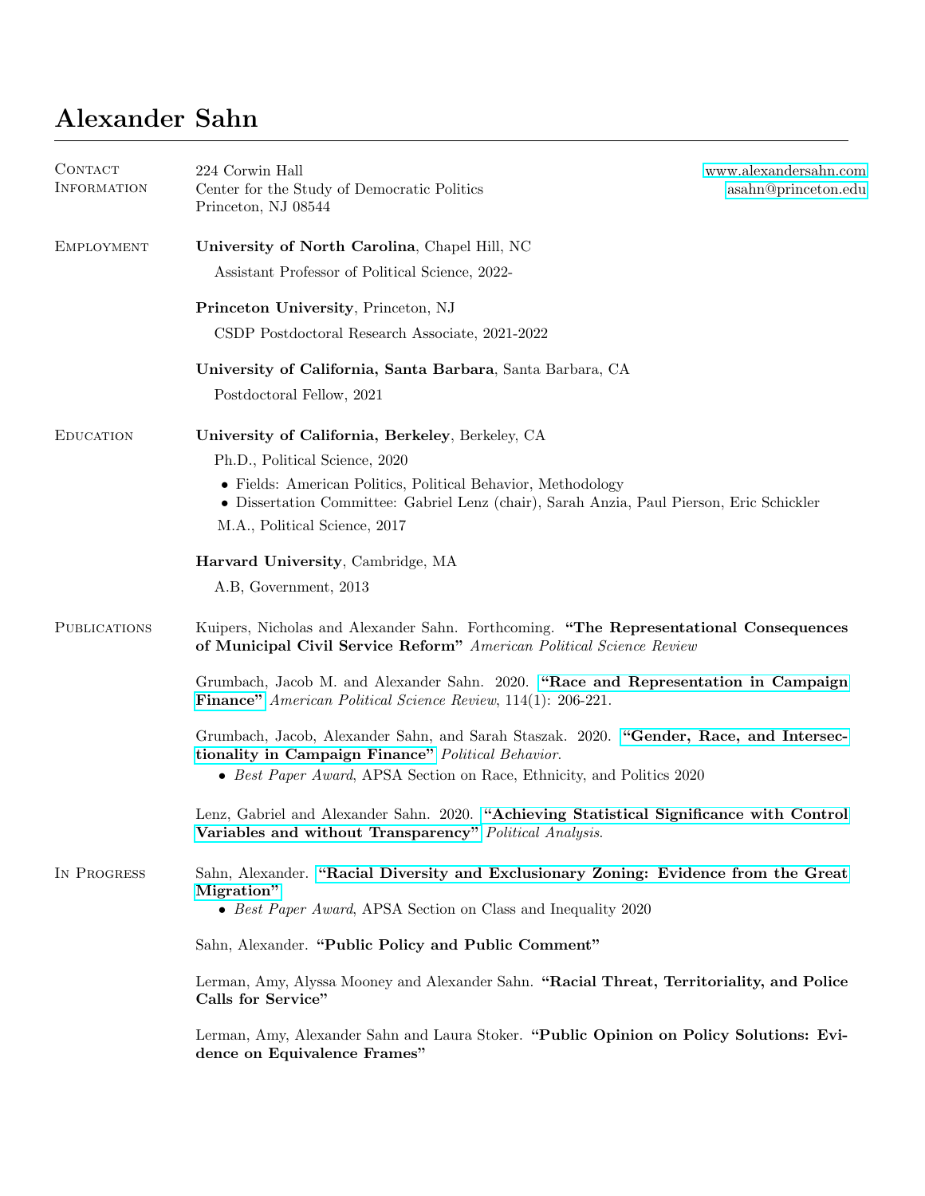# Alexander Sahn

## Contact Information

224 Corwin Hall
Center for the Study of Democratic Politics
Princeton, NJ 08544

www.alexandersahn.com
asahn@princeton.edu

## Employment

**University of North Carolina**, Chapel Hill, NC

Assistant Professor of Political Science, 2022-

**Princeton University**, Princeton, NJ

CSDP Postdoctoral Research Associate, 2021-2022

**University of California, Santa Barbara**, Santa Barbara, CA

Postdoctoral Fellow, 2021

## Education

**University of California, Berkeley**, Berkeley, CA

Ph.D., Political Science, 2020

- Fields: American Politics, Political Behavior, Methodology
- Dissertation Committee: Gabriel Lenz (chair), Sarah Anzia, Paul Pierson, Eric Schickler

M.A., Political Science, 2017

**Harvard University**, Cambridge, MA

A.B, Government, 2013

## Publications

Kuipers, Nicholas and Alexander Sahn. Forthcoming. **"The Representational Consequences of Municipal Civil Service Reform"** *American Political Science Review*

Grumbach, Jacob M. and Alexander Sahn. 2020. **"Race and Representation in Campaign Finance"** *American Political Science Review*, 114(1): 206-221.

Grumbach, Jacob, Alexander Sahn, and Sarah Staszak. 2020. **"Gender, Race, and Intersectionality in Campaign Finance"** *Political Behavior*.

- *Best Paper Award*, APSA Section on Race, Ethnicity, and Politics 2020

Lenz, Gabriel and Alexander Sahn. 2020. **"Achieving Statistical Significance with Control Variables and without Transparency"** *Political Analysis*.

## In Progress

Sahn, Alexander. **"Racial Diversity and Exclusionary Zoning: Evidence from the Great Migration"**

- *Best Paper Award*, APSA Section on Class and Inequality 2020

Sahn, Alexander. **"Public Policy and Public Comment"**

Lerman, Amy, Alyssa Mooney and Alexander Sahn. **"Racial Threat, Territoriality, and Police Calls for Service"**

Lerman, Amy, Alexander Sahn and Laura Stoker. **"Public Opinion on Policy Solutions: Evidence on Equivalence Frames"**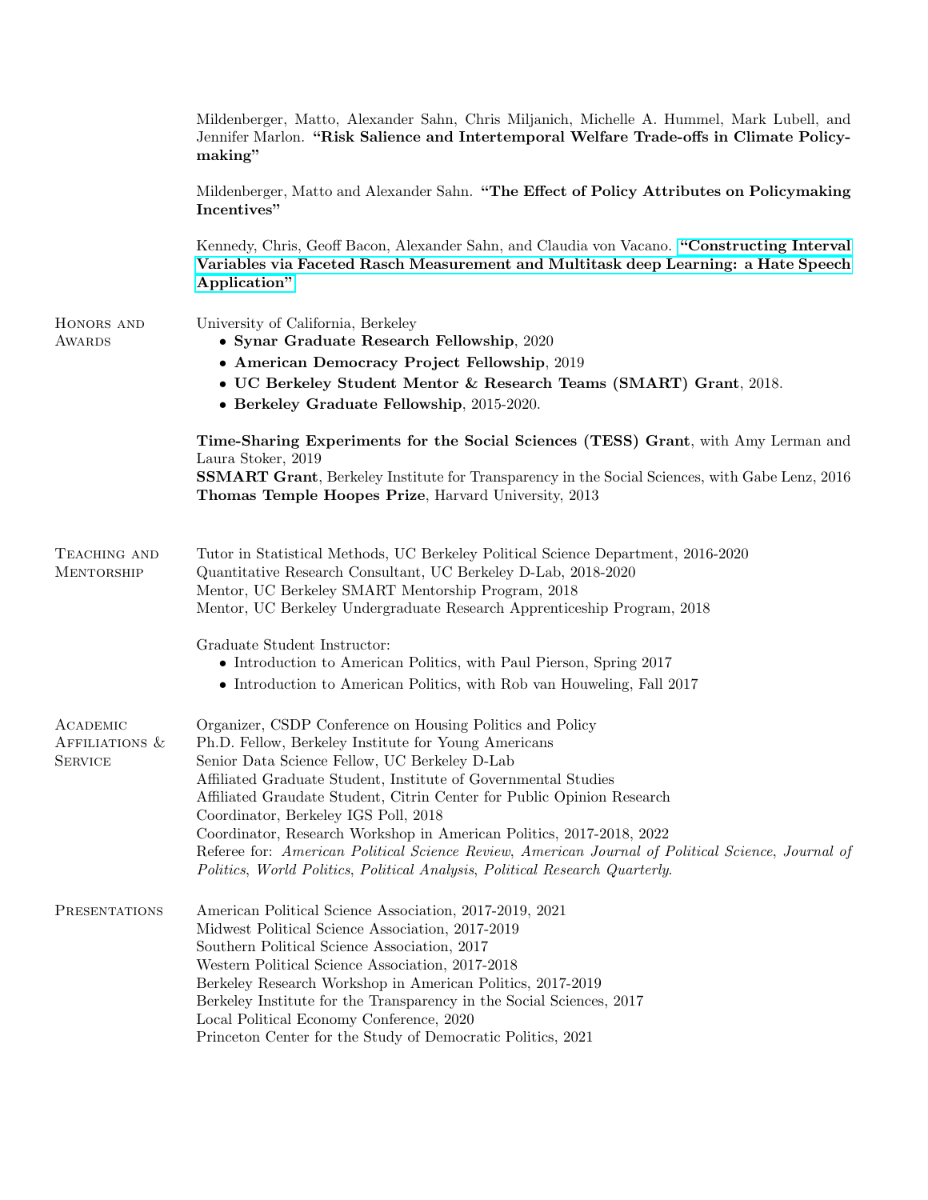Mildenberger, Matto, Alexander Sahn, Chris Miljanich, Michelle A. Hummel, Mark Lubell, and Jennifer Marlon. **"Risk Salience and Intertemporal Welfare Trade-offs in Climate Policymaking"**

Mildenberger, Matto and Alexander Sahn. **"The Effect of Policy Attributes on Policymaking Incentives"**

Kennedy, Chris, Geoff Bacon, Alexander Sahn, and Claudia von Vacano. **"Constructing Interval Variables via Faceted Rasch Measurement and Multitask deep Learning: a Hate Speech Application"**

## Honors and Awards

University of California, Berkeley

- **Synar Graduate Research Fellowship**, 2020
- **American Democracy Project Fellowship**, 2019
- **UC Berkeley Student Mentor & Research Teams (SMART) Grant**, 2018.
- **Berkeley Graduate Fellowship**, 2015-2020.

**Time-Sharing Experiments for the Social Sciences (TESS) Grant**, with Amy Lerman and Laura Stoker, 2019
**SSMART Grant**, Berkeley Institute for Transparency in the Social Sciences, with Gabe Lenz, 2016
**Thomas Temple Hoopes Prize**, Harvard University, 2013

## Teaching and Mentorship

Tutor in Statistical Methods, UC Berkeley Political Science Department, 2016-2020
Quantitative Research Consultant, UC Berkeley D-Lab, 2018-2020
Mentor, UC Berkeley SMART Mentorship Program, 2018
Mentor, UC Berkeley Undergraduate Research Apprenticeship Program, 2018

Graduate Student Instructor:

- Introduction to American Politics, with Paul Pierson, Spring 2017
- Introduction to American Politics, with Rob van Houweling, Fall 2017

## Academic Affiliations & Service

Organizer, CSDP Conference on Housing Politics and Policy
Ph.D. Fellow, Berkeley Institute for Young Americans
Senior Data Science Fellow, UC Berkeley D-Lab
Affiliated Graduate Student, Institute of Governmental Studies
Affiliated Graudate Student, Citrin Center for Public Opinion Research
Coordinator, Berkeley IGS Poll, 2018
Coordinator, Research Workshop in American Politics, 2017-2018, 2022
Referee for: *American Political Science Review*, *American Journal of Political Science*, *Journal of Politics*, *World Politics*, *Political Analysis*, *Political Research Quarterly*.

## Presentations

American Political Science Association, 2017-2019, 2021
Midwest Political Science Association, 2017-2019
Southern Political Science Association, 2017
Western Political Science Association, 2017-2018
Berkeley Research Workshop in American Politics, 2017-2019
Berkeley Institute for the Transparency in the Social Sciences, 2017
Local Political Economy Conference, 2020
Princeton Center for the Study of Democratic Politics, 2021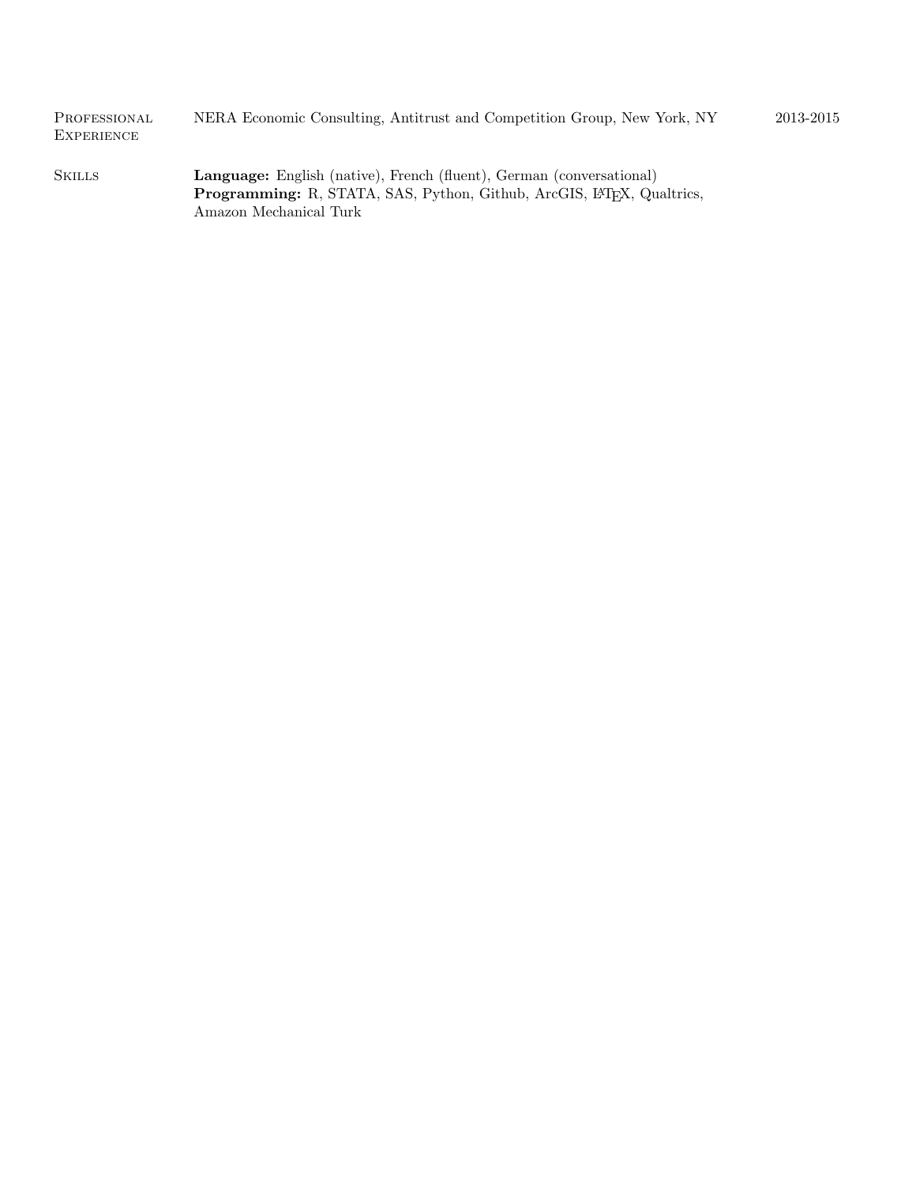## Professional Experience

NERA Economic Consulting, Antitrust and Competition Group, New York, NY 2013-2015

## Skills

**Language:** English (native), French (fluent), German (conversational)
**Programming:** R, STATA, SAS, Python, Github, ArcGIS, LaTeX, Qualtrics, Amazon Mechanical Turk